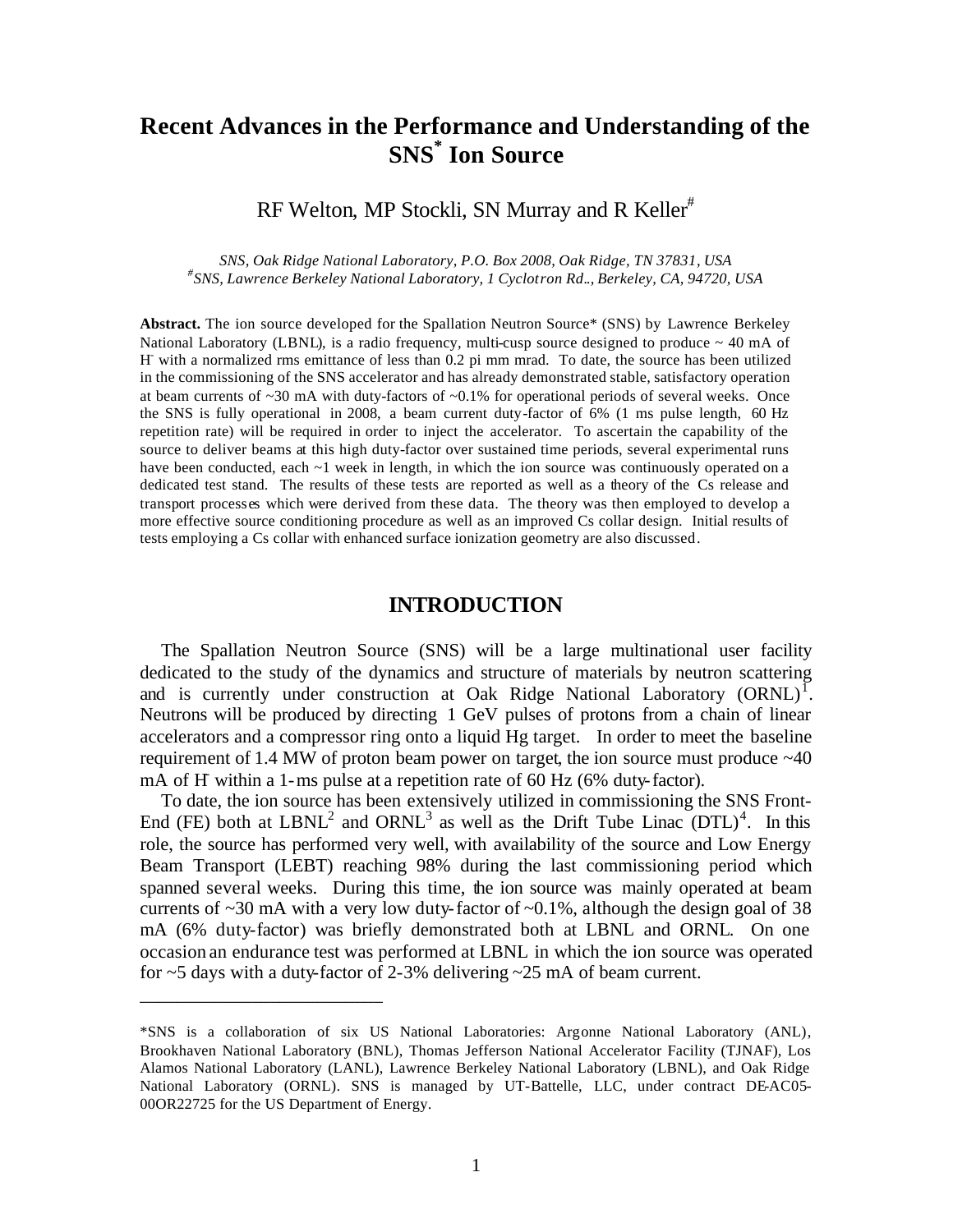# Recent Advances in the Performance and Understanding of the SNS* Ion Source

RF Welton, MP Stockli, SN Murray and R Keller[#]

*SNS, Oak Ridge National Laboratory, P.O. Box 2008, Oak Ridge, TN 37831, USA*
*[#]SNS, Lawrence Berkeley National Laboratory, 1 Cyclotron Rd., Berkeley, CA, 94720, USA*

**Abstract.** The ion source developed for the Spallation Neutron Source* (SNS) by Lawrence Berkeley National Laboratory (LBNL), is a radio frequency, multi-cusp source designed to produce ~ 40 mA of $H^-$ with a normalized rms emittance of less than 0.2 pi mm mrad. To date, the source has been utilized in the commissioning of the SNS accelerator and has already demonstrated stable, satisfactory operation at beam currents of ~30 mA with duty-factors of ~0.1% for operational periods of several weeks. Once the SNS is fully operational in 2008, a beam current duty-factor of 6% (1 ms pulse length, 60 Hz repetition rate) will be required in order to inject the accelerator. To ascertain the capability of the source to deliver beams at this high duty-factor over sustained time periods, several experimental runs have been conducted, each ~1 week in length, in which the ion source was continuously operated on a dedicated test stand. The results of these tests are reported as well as a theory of the Cs release and transport processes which were derived from these data. The theory was then employed to develop a more effective source conditioning procedure as well as an improved Cs collar design. Initial results of tests employing a Cs collar with enhanced surface ionization geometry are also discussed.

## INTRODUCTION

The Spallation Neutron Source (SNS) will be a large multinational user facility dedicated to the study of the dynamics and structure of materials by neutron scattering and is currently under construction at Oak Ridge National Laboratory (ORNL)[1]. Neutrons will be produced by directing 1 GeV pulses of protons from a chain of linear accelerators and a compressor ring onto a liquid Hg target. In order to meet the baseline requirement of 1.4 MW of proton beam power on target, the ion source must produce ~40 mA of $H^-$ within a 1-ms pulse at a repetition rate of 60 Hz (6% duty-factor).

To date, the ion source has been extensively utilized in commissioning the SNS Front-End (FE) both at LBNL[2] and ORNL[3] as well as the Drift Tube Linac (DTL)[4]. In this role, the source has performed very well, with availability of the source and Low Energy Beam Transport (LEBT) reaching 98% during the last commissioning period which spanned several weeks. During this time, the ion source was mainly operated at beam currents of ~30 mA with a very low duty-factor of ~0.1%, although the design goal of 38 mA (6% duty-factor) was briefly demonstrated both at LBNL and ORNL. On one occasion an endurance test was performed at LBNL in which the ion source was operated for ~5 days with a duty-factor of 2-3% delivering ~25 mA of beam current.

---

*SNS is a collaboration of six US National Laboratories: Argonne National Laboratory (ANL), Brookhaven National Laboratory (BNL), Thomas Jefferson National Accelerator Facility (TJNAF), Los Alamos National Laboratory (LANL), Lawrence Berkeley National Laboratory (LBNL), and Oak Ridge National Laboratory (ORNL). SNS is managed by UT-Battelle, LLC, under contract DE-AC05-00OR22725 for the US Department of Energy.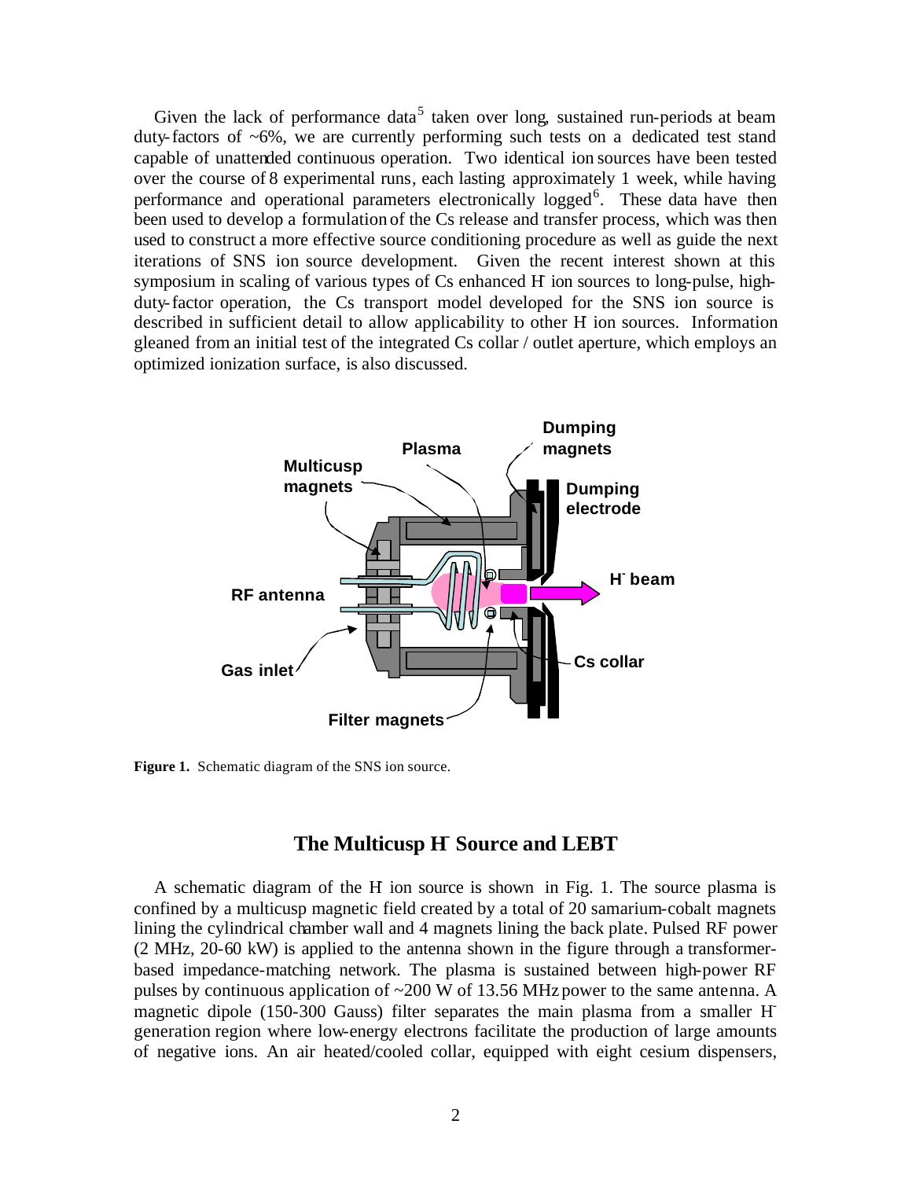Given the lack of performance data[5] taken over long, sustained run-periods at beam duty-factors of ~6%, we are currently performing such tests on a dedicated test stand capable of unattended continuous operation. Two identical ion sources have been tested over the course of 8 experimental runs, each lasting approximately 1 week, while having performance and operational parameters electronically logged[6]. These data have then been used to develop a formulation of the Cs release and transfer process, which was then used to construct a more effective source conditioning procedure as well as guide the next iterations of SNS ion source development. Given the recent interest shown at this symposium in scaling of various types of Cs enhanced $H^-$ ion sources to long-pulse, high-duty-factor operation, the Cs transport model developed for the SNS ion source is described in sufficient detail to allow applicability to other $H^-$ ion sources. Information gleaned from an initial test of the integrated Cs collar / outlet aperture, which employs an optimized ionization surface, is also discussed.

Multicusp magnets, Plasma, Dumping magnets, Dumping electrode, $H^-$ beam, RF antenna, Gas inlet, Cs collar, Filter magnets

**Figure 1.** Schematic diagram of the SNS ion source.

## The Multicusp $H^-$ Source and LEBT

A schematic diagram of the $H^-$ ion source is shown in Fig. 1. The source plasma is confined by a multicusp magnetic field created by a total of 20 samarium-cobalt magnets lining the cylindrical chamber wall and 4 magnets lining the back plate. Pulsed RF power (2 MHz, 20-60 kW) is applied to the antenna shown in the figure through a transformer-based impedance-matching network. The plasma is sustained between high-power RF pulses by continuous application of ~200 W of 13.56 MHz power to the same antenna. A magnetic dipole (150-300 Gauss) filter separates the main plasma from a smaller $H^-$ generation region where low-energy electrons facilitate the production of large amounts of negative ions. An air heated/cooled collar, equipped with eight cesium dispensers,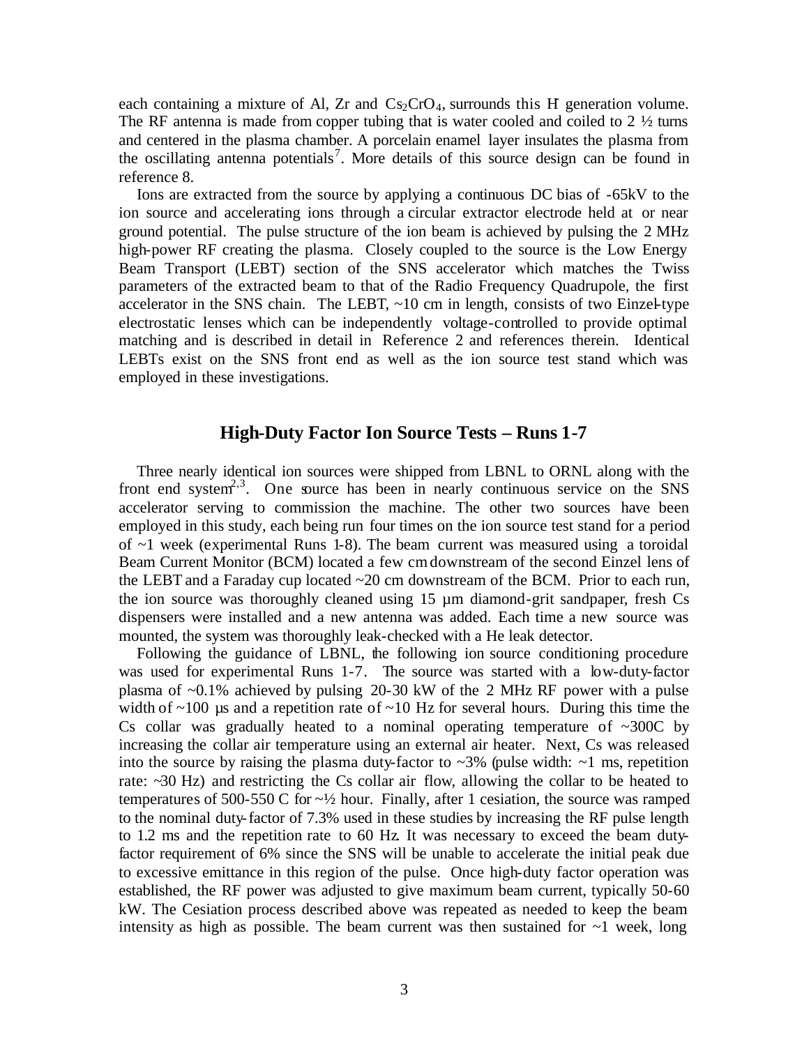each containing a mixture of Al, Zr and $Cs_2CrO_4$, surrounds this $H^-$ generation volume. The RF antenna is made from copper tubing that is water cooled and coiled to 2 ½ turns and centered in the plasma chamber. A porcelain enamel layer insulates the plasma from the oscillating antenna potentials[7]. More details of this source design can be found in reference 8.

Ions are extracted from the source by applying a continuous DC bias of -65kV to the ion source and accelerating ions through a circular extractor electrode held at or near ground potential. The pulse structure of the ion beam is achieved by pulsing the 2 MHz high-power RF creating the plasma. Closely coupled to the source is the Low Energy Beam Transport (LEBT) section of the SNS accelerator which matches the Twiss parameters of the extracted beam to that of the Radio Frequency Quadrupole, the first accelerator in the SNS chain. The LEBT, ~10 cm in length, consists of two Einzel-type electrostatic lenses which can be independently voltage-controlled to provide optimal matching and is described in detail in Reference 2 and references therein. Identical LEBTs exist on the SNS front end as well as the ion source test stand which was employed in these investigations.

## High-Duty Factor Ion Source Tests – Runs 1-7

Three nearly identical ion sources were shipped from LBNL to ORNL along with the front end system[2,3]. One source has been in nearly continuous service on the SNS accelerator serving to commission the machine. The other two sources have been employed in this study, each being run four times on the ion source test stand for a period of ~1 week (experimental Runs 1-8). The beam current was measured using a toroidal Beam Current Monitor (BCM) located a few cm downstream of the second Einzel lens of the LEBT and a Faraday cup located ~20 cm downstream of the BCM. Prior to each run, the ion source was thoroughly cleaned using 15 µm diamond-grit sandpaper, fresh Cs dispensers were installed and a new antenna was added. Each time a new source was mounted, the system was thoroughly leak-checked with a He leak detector.

Following the guidance of LBNL, the following ion source conditioning procedure was used for experimental Runs 1-7. The source was started with a low-duty-factor plasma of ~0.1% achieved by pulsing 20-30 kW of the 2 MHz RF power with a pulse width of ~100 µs and a repetition rate of ~10 Hz for several hours. During this time the Cs collar was gradually heated to a nominal operating temperature of ~300C by increasing the collar air temperature using an external air heater. Next, Cs was released into the source by raising the plasma duty-factor to ~3% (pulse width: ~1 ms, repetition rate: ~30 Hz) and restricting the Cs collar air flow, allowing the collar to be heated to temperatures of 500-550 C for ~½ hour. Finally, after 1 cesiation, the source was ramped to the nominal duty-factor of 7.3% used in these studies by increasing the RF pulse length to 1.2 ms and the repetition rate to 60 Hz. It was necessary to exceed the beam duty-factor requirement of 6% since the SNS will be unable to accelerate the initial peak due to excessive emittance in this region of the pulse. Once high-duty factor operation was established, the RF power was adjusted to give maximum beam current, typically 50-60 kW. The Cesiation process described above was repeated as needed to keep the beam intensity as high as possible. The beam current was then sustained for ~1 week, long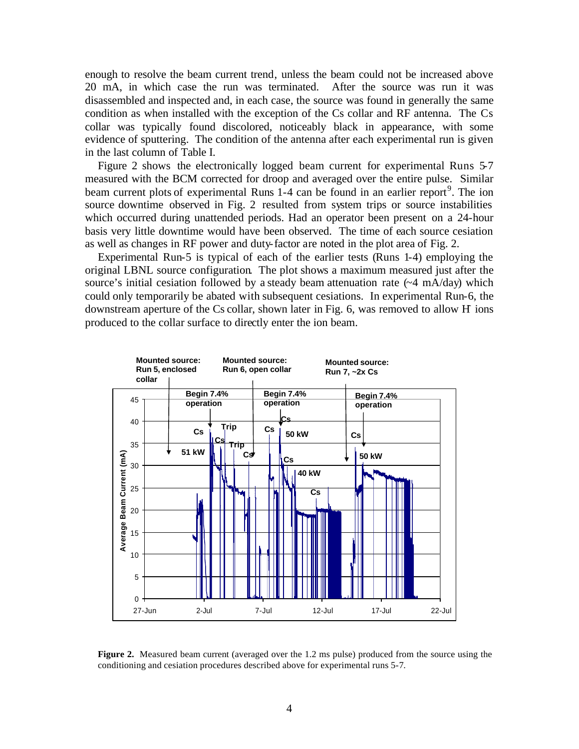enough to resolve the beam current trend, unless the beam could not be increased above 20 mA, in which case the run was terminated. After the source was run it was disassembled and inspected and, in each case, the source was found in generally the same condition as when installed with the exception of the Cs collar and RF antenna. The Cs collar was typically found discolored, noticeably black in appearance, with some evidence of sputtering. The condition of the antenna after each experimental run is given in the last column of Table I.

Figure 2 shows the electronically logged beam current for experimental Runs 5-7 measured with the BCM corrected for droop and averaged over the entire pulse. Similar beam current plots of experimental Runs 1-4 can be found in an earlier report[9]. The ion source downtime observed in Fig. 2 resulted from system trips or source instabilities which occurred during unattended periods. Had an operator been present on a 24-hour basis very little downtime would have been observed. The time of each source cesiation as well as changes in RF power and duty-factor are noted in the plot area of Fig. 2.

Experimental Run-5 is typical of each of the earlier tests (Runs 1-4) employing the original LBNL source configuration. The plot shows a maximum measured just after the source's initial cesiation followed by a steady beam attenuation rate (~4 mA/day) which could only temporarily be abated with subsequent cesiations. In experimental Run-6, the downstream aperture of the Cs collar, shown later in Fig. 6, was removed to allow $H^-$ ions produced to the collar surface to directly enter the ion beam.

**Figure 2.** Measured beam current (averaged over the 1.2 ms pulse) produced from the source using the conditioning and cesiation procedures described above for experimental runs 5-7.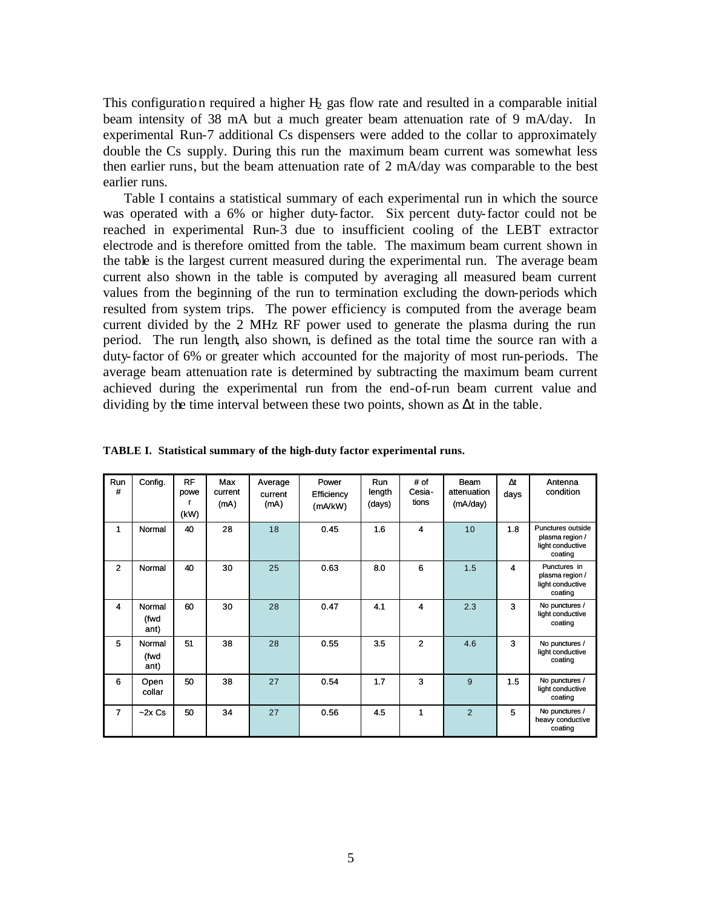This configuration required a higher $H_2$ gas flow rate and resulted in a comparable initial beam intensity of 38 mA but a much greater beam attenuation rate of 9 mA/day. In experimental Run-7 additional Cs dispensers were added to the collar to approximately double the Cs supply. During this run the maximum beam current was somewhat less then earlier runs, but the beam attenuation rate of 2 mA/day was comparable to the best earlier runs.

Table I contains a statistical summary of each experimental run in which the source was operated with a 6% or higher duty-factor. Six percent duty-factor could not be reached in experimental Run-3 due to insufficient cooling of the LEBT extractor electrode and is therefore omitted from the table. The maximum beam current shown in the table is the largest current measured during the experimental run. The average beam current also shown in the table is computed by averaging all measured beam current values from the beginning of the run to termination excluding the down-periods which resulted from system trips. The power efficiency is computed from the average beam current divided by the 2 MHz RF power used to generate the plasma during the run period. The run length, also shown, is defined as the total time the source ran with a duty-factor of 6% or greater which accounted for the majority of most run-periods. The average beam attenuation rate is determined by subtracting the maximum beam current achieved during the experimental run from the end-of-run beam current value and dividing by the time interval between these two points, shown as $\Delta t$ in the table.

**TABLE I. Statistical summary of the high-duty factor experimental runs.**

| Run # | Config. | RF power (kW) | Max current (mA) | Average current (mA) | Power Efficiency (mA/kW) | Run length (days) | # of Cesia-tions | Beam attenuation (mA/day) | $\Delta t$ days | Antenna condition |
|---|---|---|---|---|---|---|---|---|---|---|
| 1 | Normal | 40 | 28 | 18 | 0.45 | 1.6 | 4 | 10 | 1.8 | Punctures outside plasma region / light conductive coating |
| 2 | Normal | 40 | 30 | 25 | 0.63 | 8.0 | 6 | 1.5 | 4 | Punctures in plasma region / light conductive coating |
| 4 | Normal (fwd ant) | 60 | 30 | 28 | 0.47 | 4.1 | 4 | 2.3 | 3 | No punctures / light conductive coating |
| 5 | Normal (fwd ant) | 51 | 38 | 28 | 0.55 | 3.5 | 2 | 4.6 | 3 | No punctures / light conductive coating |
| 6 | Open collar | 50 | 38 | 27 | 0.54 | 1.7 | 3 | 9 | 1.5 | No punctures / light conductive coating |
| 7 | ~2x Cs | 50 | 34 | 27 | 0.56 | 4.5 | 1 | 2 | 5 | No punctures / heavy conductive coating |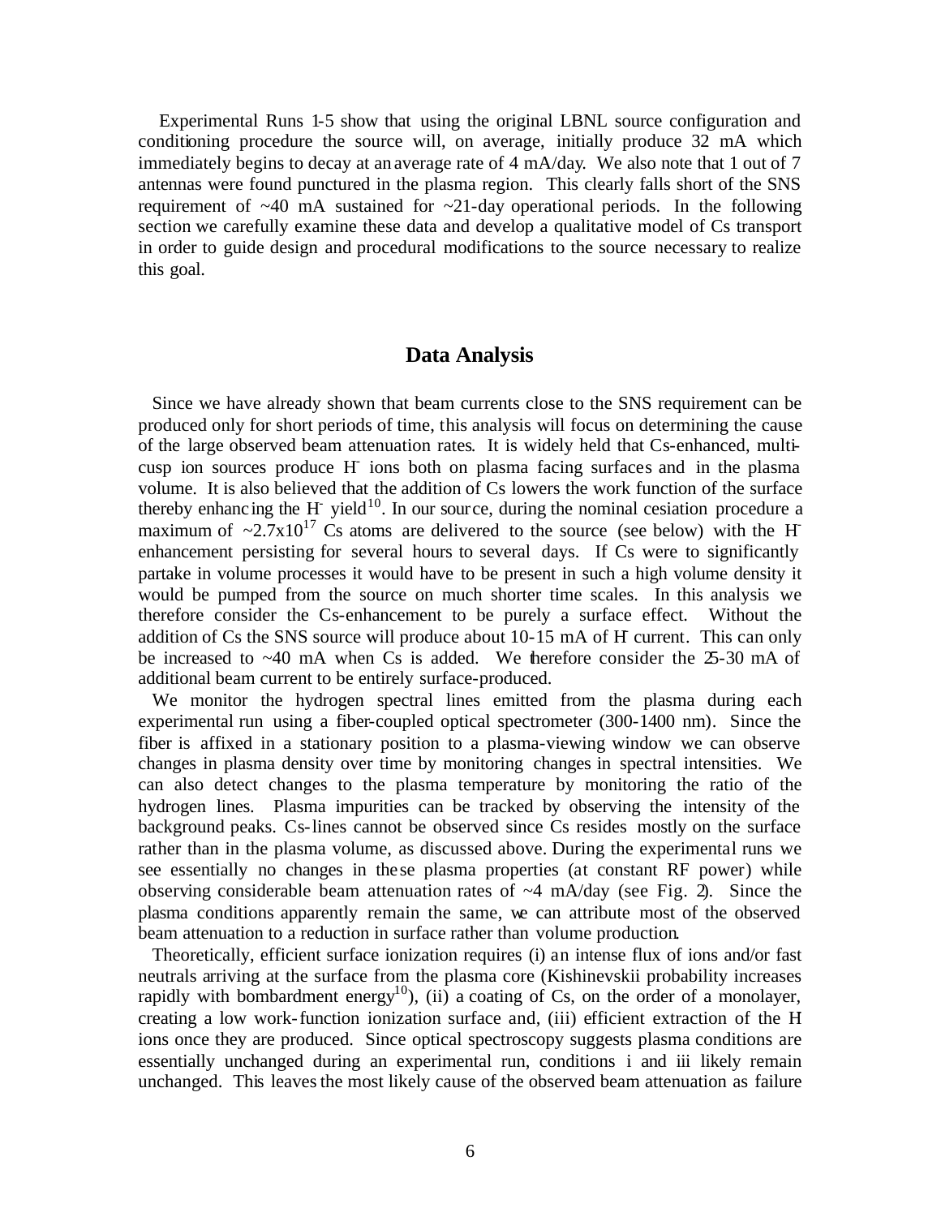Experimental Runs 1-5 show that using the original LBNL source configuration and conditioning procedure the source will, on average, initially produce 32 mA which immediately begins to decay at an average rate of 4 mA/day. We also note that 1 out of 7 antennas were found punctured in the plasma region. This clearly falls short of the SNS requirement of ~40 mA sustained for ~21-day operational periods. In the following section we carefully examine these data and develop a qualitative model of Cs transport in order to guide design and procedural modifications to the source necessary to realize this goal.

## Data Analysis

Since we have already shown that beam currents close to the SNS requirement can be produced only for short periods of time, this analysis will focus on determining the cause of the large observed beam attenuation rates. It is widely held that Cs-enhanced, multi-cusp ion sources produce $H^-$ ions both on plasma facing surfaces and in the plasma volume. It is also believed that the addition of Cs lowers the work function of the surface thereby enhancing the $H^-$ yield[10]. In our source, during the nominal cesiation procedure a maximum of $\sim 2.7 \times 10^{17}$ Cs atoms are delivered to the source (see below) with the $H^-$ enhancement persisting for several hours to several days. If Cs were to significantly partake in volume processes it would have to be present in such a high volume density it would be pumped from the source on much shorter time scales. In this analysis we therefore consider the Cs-enhancement to be purely a surface effect. Without the addition of Cs the SNS source will produce about 10-15 mA of $H^-$ current. This can only be increased to ~40 mA when Cs is added. We therefore consider the 25-30 mA of additional beam current to be entirely surface-produced.

We monitor the hydrogen spectral lines emitted from the plasma during each experimental run using a fiber-coupled optical spectrometer (300-1400 nm). Since the fiber is affixed in a stationary position to a plasma-viewing window we can observe changes in plasma density over time by monitoring changes in spectral intensities. We can also detect changes to the plasma temperature by monitoring the ratio of the hydrogen lines. Plasma impurities can be tracked by observing the intensity of the background peaks. Cs-lines cannot be observed since Cs resides mostly on the surface rather than in the plasma volume, as discussed above. During the experimental runs we see essentially no changes in these plasma properties (at constant RF power) while observing considerable beam attenuation rates of ~4 mA/day (see Fig. 2). Since the plasma conditions apparently remain the same, we can attribute most of the observed beam attenuation to a reduction in surface rather than volume production.

Theoretically, efficient surface ionization requires (i) an intense flux of ions and/or fast neutrals arriving at the surface from the plasma core (Kishinevskii probability increases rapidly with bombardment energy[10]), (ii) a coating of Cs, on the order of a monolayer, creating a low work-function ionization surface and, (iii) efficient extraction of the H ions once they are produced. Since optical spectroscopy suggests plasma conditions are essentially unchanged during an experimental run, conditions i and iii likely remain unchanged. This leaves the most likely cause of the observed beam attenuation as failure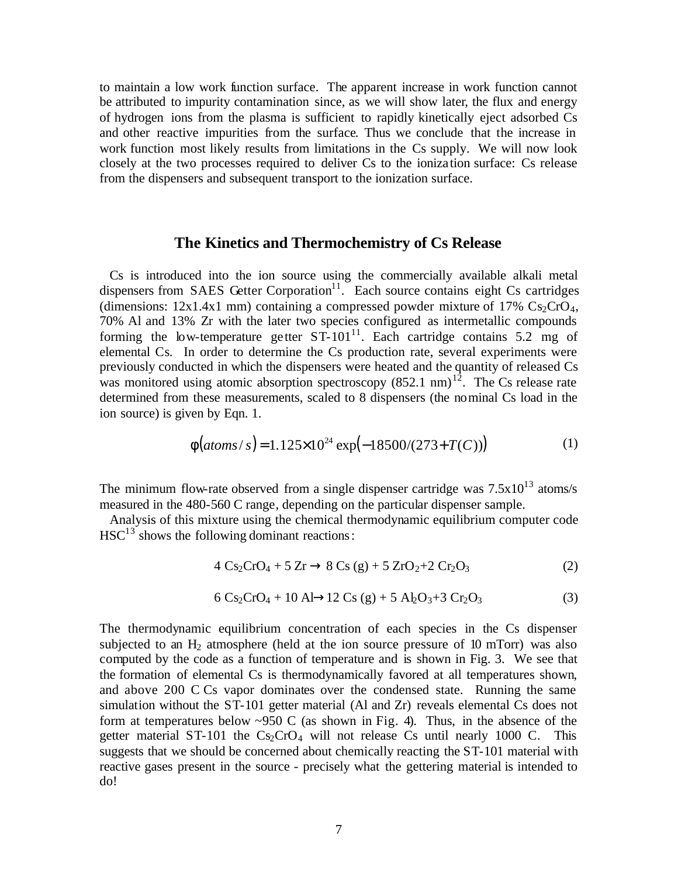to maintain a low work function surface. The apparent increase in work function cannot be attributed to impurity contamination since, as we will show later, the flux and energy of hydrogen ions from the plasma is sufficient to rapidly kinetically eject adsorbed Cs and other reactive impurities from the surface. Thus we conclude that the increase in work function most likely results from limitations in the Cs supply. We will now look closely at the two processes required to deliver Cs to the ionization surface: Cs release from the dispensers and subsequent transport to the ionization surface.

## The Kinetics and Thermochemistry of Cs Release

Cs is introduced into the ion source using the commercially available alkali metal dispensers from SAES Getter Corporation[11]. Each source contains eight Cs cartridges (dimensions: 12x1.4x1 mm) containing a compressed powder mixture of 17% $Cs_2CrO_4$, 70% Al and 13% Zr with the later two species configured as intermetallic compounds forming the low-temperature getter ST-101[11]. Each cartridge contains 5.2 mg of elemental Cs. In order to determine the Cs production rate, several experiments were previously conducted in which the dispensers were heated and the quantity of released Cs was monitored using atomic absorption spectroscopy (852.1 nm)[12]. The Cs release rate determined from these measurements, scaled to 8 dispensers (the nominal Cs load in the ion source) is given by Eqn. 1.

$$\phi(atoms/s) = 1.125\times10^{24}\exp\left(-18500/(273+T(C))\right) \tag{1}$$

The minimum flow-rate observed from a single dispenser cartridge was $7.5\times10^{13}$ atoms/s measured in the 480-560 C range, depending on the particular dispenser sample.

Analysis of this mixture using the chemical thermodynamic equilibrium computer code HSC[13] shows the following dominant reactions:

$$4\ Cs_2CrO_4 + 5\ Zr \rightarrow 8\ Cs\ (g) + 5\ ZrO_2 + 2\ Cr_2O_3 \tag{2}$$

$$6\ Cs_2CrO_4 + 10\ Al \rightarrow 12\ Cs\ (g) + 5\ Al_2O_3 + 3\ Cr_2O_3 \tag{3}$$

The thermodynamic equilibrium concentration of each species in the Cs dispenser subjected to an $H_2$ atmosphere (held at the ion source pressure of 10 mTorr) was also computed by the code as a function of temperature and is shown in Fig. 3. We see that the formation of elemental Cs is thermodynamically favored at all temperatures shown, and above 200 C Cs vapor dominates over the condensed state. Running the same simulation without the ST-101 getter material (Al and Zr) reveals elemental Cs does not form at temperatures below ~950 C (as shown in Fig. 4). Thus, in the absence of the getter material ST-101 the $Cs_2CrO_4$ will not release Cs until nearly 1000 C. This suggests that we should be concerned about chemically reacting the ST-101 material with reactive gases present in the source - precisely what the gettering material is intended to do!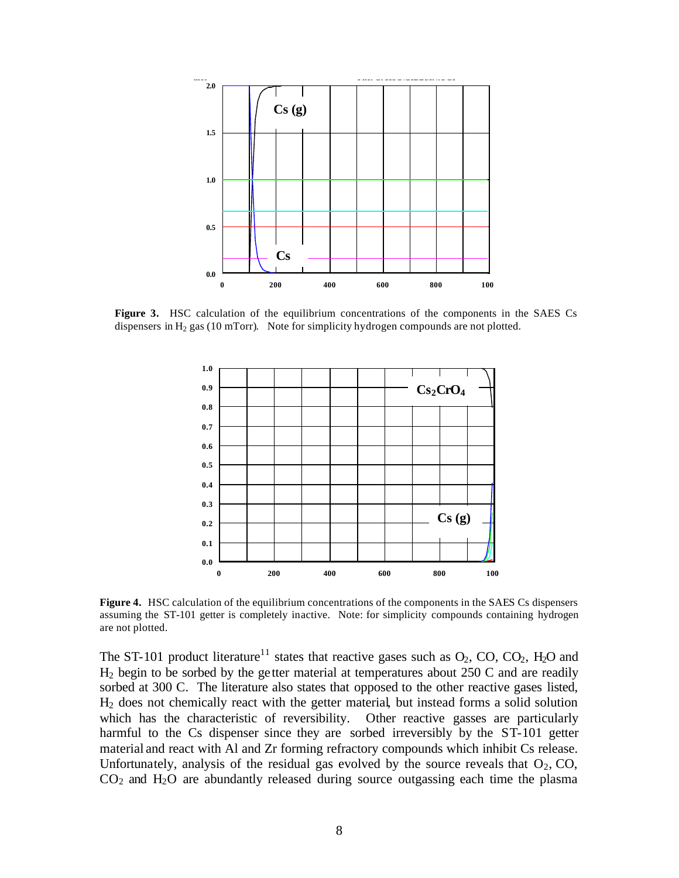**Figure 3.** HSC calculation of the equilibrium concentrations of the components in the SAES Cs dispensers in $H_2$ gas (10 mTorr). Note for simplicity hydrogen compounds are not plotted.

**Figure 4.** HSC calculation of the equilibrium concentrations of the components in the SAES Cs dispensers assuming the ST-101 getter is completely inactive. Note: for simplicity compounds containing hydrogen are not plotted.

The ST-101 product literature[11] states that reactive gases such as $O_2$, CO, $CO_2$, $H_2O$ and $H_2$ begin to be sorbed by the getter material at temperatures about 250 C and are readily sorbed at 300 C. The literature also states that opposed to the other reactive gases listed, $H_2$ does not chemically react with the getter material, but instead forms a solid solution which has the characteristic of reversibility. Other reactive gasses are particularly harmful to the Cs dispenser since they are sorbed irreversibly by the ST-101 getter material and react with Al and Zr forming refractory compounds which inhibit Cs release. Unfortunately, analysis of the residual gas evolved by the source reveals that $O_2$, CO, $CO_2$ and $H_2O$ are abundantly released during source outgassing each time the plasma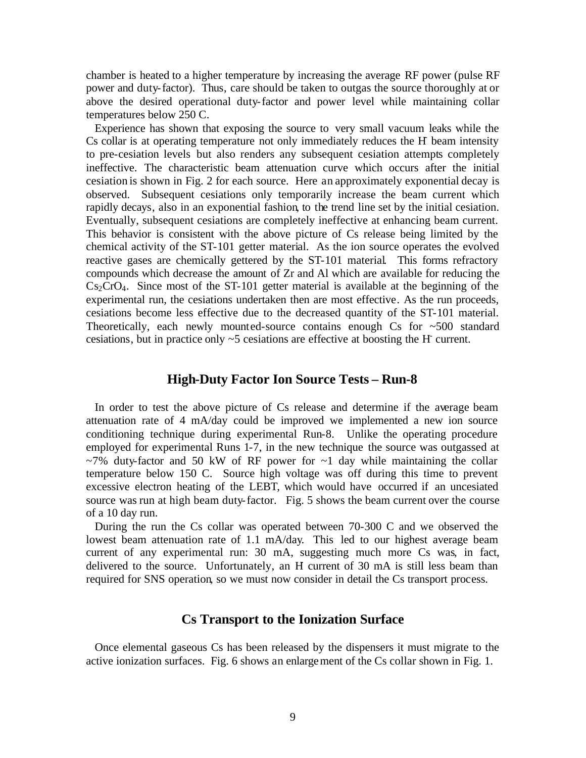chamber is heated to a higher temperature by increasing the average RF power (pulse RF power and duty-factor). Thus, care should be taken to outgas the source thoroughly at or above the desired operational duty-factor and power level while maintaining collar temperatures below 250 C.

Experience has shown that exposing the source to very small vacuum leaks while the Cs collar is at operating temperature not only immediately reduces the $H^-$ beam intensity to pre-cesiation levels but also renders any subsequent cesiation attempts completely ineffective. The characteristic beam attenuation curve which occurs after the initial cesiation is shown in Fig. 2 for each source. Here an approximately exponential decay is observed. Subsequent cesiations only temporarily increase the beam current which rapidly decays, also in an exponential fashion, to the trend line set by the initial cesiation. Eventually, subsequent cesiations are completely ineffective at enhancing beam current. This behavior is consistent with the above picture of Cs release being limited by the chemical activity of the ST-101 getter material. As the ion source operates the evolved reactive gases are chemically gettered by the ST-101 material. This forms refractory compounds which decrease the amount of Zr and Al which are available for reducing the $Cs_2CrO_4$. Since most of the ST-101 getter material is available at the beginning of the experimental run, the cesiations undertaken then are most effective. As the run proceeds, cesiations become less effective due to the decreased quantity of the ST-101 material. Theoretically, each newly mounted-source contains enough Cs for ~500 standard cesiations, but in practice only ~5 cesiations are effective at boosting the $H^-$ current.

## High-Duty Factor Ion Source Tests – Run-8

In order to test the above picture of Cs release and determine if the average beam attenuation rate of 4 mA/day could be improved we implemented a new ion source conditioning technique during experimental Run-8. Unlike the operating procedure employed for experimental Runs 1-7, in the new technique the source was outgassed at ~7% duty-factor and 50 kW of RF power for ~1 day while maintaining the collar temperature below 150 C. Source high voltage was off during this time to prevent excessive electron heating of the LEBT, which would have occurred if an uncesiated source was run at high beam duty-factor. Fig. 5 shows the beam current over the course of a 10 day run.

During the run the Cs collar was operated between 70-300 C and we observed the lowest beam attenuation rate of 1.1 mA/day. This led to our highest average beam current of any experimental run: 30 mA, suggesting much more Cs was, in fact, delivered to the source. Unfortunately, an $H^-$ current of 30 mA is still less beam than required for SNS operation, so we must now consider in detail the Cs transport process.

## Cs Transport to the Ionization Surface

Once elemental gaseous Cs has been released by the dispensers it must migrate to the active ionization surfaces. Fig. 6 shows an enlargement of the Cs collar shown in Fig. 1.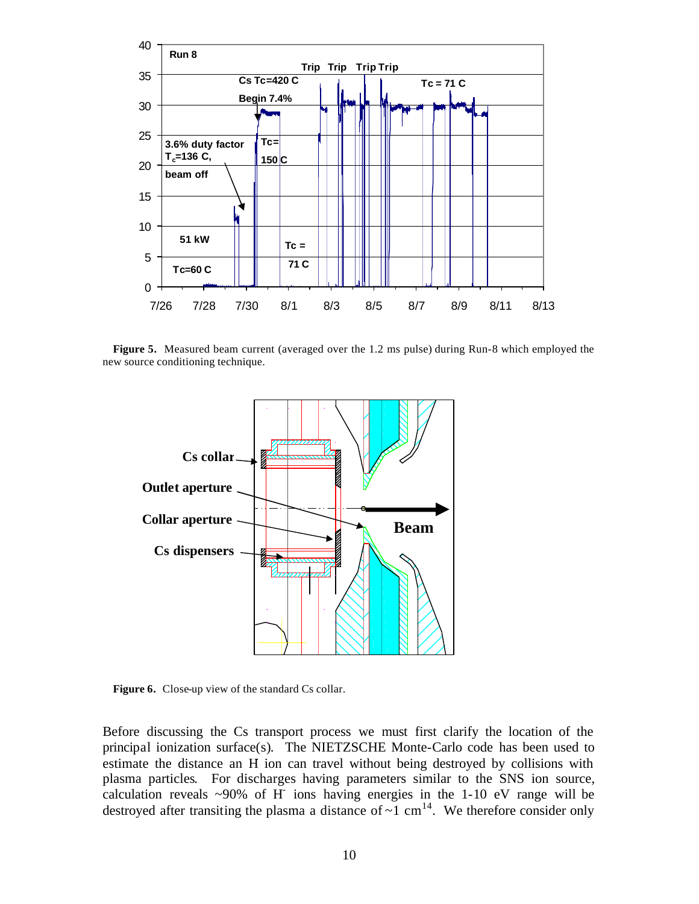**Figure 5.** Measured beam current (averaged over the 1.2 ms pulse) during Run-8 which employed the new source conditioning technique.

**Figure 6.** Close-up view of the standard Cs collar.

Before discussing the Cs transport process we must first clarify the location of the principal ionization surface(s). The NIETZSCHE Monte-Carlo code has been used to estimate the distance an H ion can travel without being destroyed by collisions with plasma particles. For discharges having parameters similar to the SNS ion source, calculation reveals ~90% of $H^-$ ions having energies in the 1-10 eV range will be destroyed after transiting the plasma a distance of ~1 cm[14]. We therefore consider only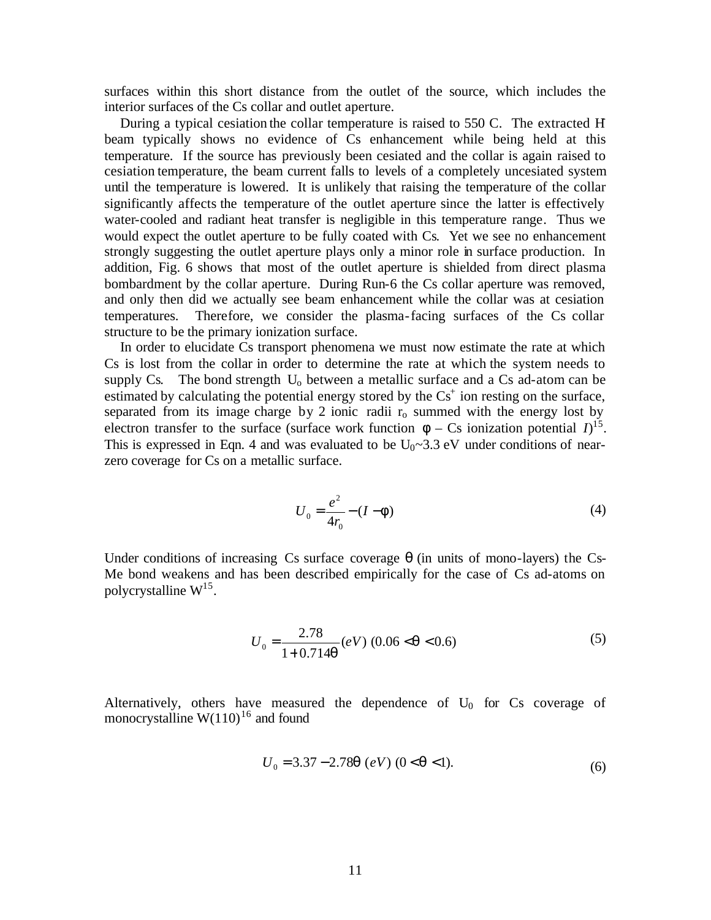surfaces within this short distance from the outlet of the source, which includes the interior surfaces of the Cs collar and outlet aperture.

During a typical cesiation the collar temperature is raised to 550 C. The extracted $H^-$ beam typically shows no evidence of Cs enhancement while being held at this temperature. If the source has previously been cesiated and the collar is again raised to cesiation temperature, the beam current falls to levels of a completely uncesiated system until the temperature is lowered. It is unlikely that raising the temperature of the collar significantly affects the temperature of the outlet aperture since the latter is effectively water-cooled and radiant heat transfer is negligible in this temperature range. Thus we would expect the outlet aperture to be fully coated with Cs. Yet we see no enhancement strongly suggesting the outlet aperture plays only a minor role in surface production. In addition, Fig. 6 shows that most of the outlet aperture is shielded from direct plasma bombardment by the collar aperture. During Run-6 the Cs collar aperture was removed, and only then did we actually see beam enhancement while the collar was at cesiation temperatures. Therefore, we consider the plasma-facing surfaces of the Cs collar structure to be the primary ionization surface.

In order to elucidate Cs transport phenomena we must now estimate the rate at which Cs is lost from the collar in order to determine the rate at which the system needs to supply Cs. The bond strength $U_o$ between a metallic surface and a Cs ad-atom can be estimated by calculating the potential energy stored by the $Cs^+$ ion resting on the surface, separated from its image charge by 2 ionic radii $r_o$ summed with the energy lost by electron transfer to the surface (surface work function $\phi$ – Cs ionization potential $I$)[15]. This is expressed in Eqn. 4 and was evaluated to be $U_0$~3.3 eV under conditions of near-zero coverage for Cs on a metallic surface.

$$U_0 = \frac{e^2}{4r_0} - (I - \phi) \tag{4}$$

Under conditions of increasing Cs surface coverage $\theta$ (in units of mono-layers) the Cs-Me bond weakens and has been described empirically for the case of Cs ad-atoms on polycrystalline W[15].

$$U_0 = \frac{2.78}{1 + 0.714\theta}(eV)\ (0.06 < \theta < 0.6) \tag{5}$$

Alternatively, others have measured the dependence of $U_0$ for Cs coverage of monocrystalline W(110)[16] and found

$$U_0 = 3.37 - 2.78\theta\ (eV)\ (0 < \theta < 1). \tag{6}$$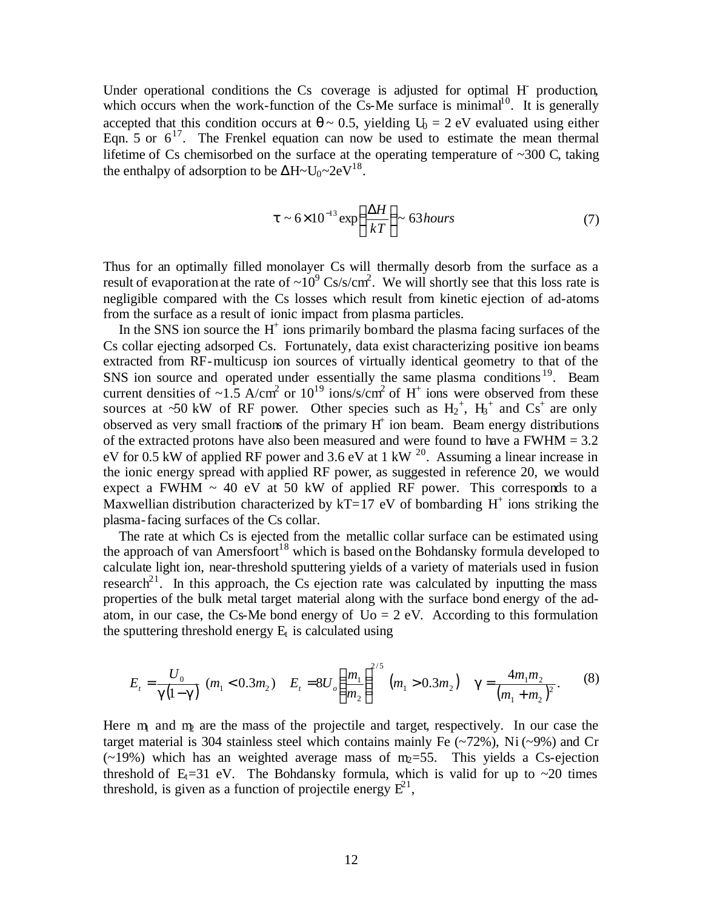Under operational conditions the Cs coverage is adjusted for optimal $H^-$ production, which occurs when the work-function of the Cs-Me surface is minimal[10]. It is generally accepted that this condition occurs at $\theta \sim 0.5$, yielding $U_0 = 2$ eV evaluated using either Eqn. 5 or 6[17]. The Frenkel equation can now be used to estimate the mean thermal lifetime of Cs chemisorbed on the surface at the operating temperature of ~300 C, taking the enthalpy of adsorption to be $\Delta H \sim U_0 \sim 2$eV[18].

$$\tau \sim 6 \times 10^{-13} \exp\left(\frac{\Delta H}{kT}\right) \sim 63\, hours \tag{7}$$

Thus for an optimally filled monolayer Cs will thermally desorb from the surface as a result of evaporation at the rate of ~$10^9$ Cs/s/cm$^2$. We will shortly see that this loss rate is negligible compared with the Cs losses which result from kinetic ejection of ad-atoms from the surface as a result of ionic impact from plasma particles.

In the SNS ion source the $H^+$ ions primarily bombard the plasma facing surfaces of the Cs collar ejecting adsorped Cs. Fortunately, data exist characterizing positive ion beams extracted from RF-multicusp ion sources of virtually identical geometry to that of the SNS ion source and operated under essentially the same plasma conditions[19]. Beam current densities of ~1.5 A/cm$^2$ or $10^{19}$ ions/s/cm$^2$ of $H^+$ ions were observed from these sources at ~50 kW of RF power. Other species such as $H_2^+$, $H_3^+$ and $Cs^+$ are only observed as very small fractions of the primary $H^+$ ion beam. Beam energy distributions of the extracted protons have also been measured and were found to have a FWHM = 3.2 eV for 0.5 kW of applied RF power and 3.6 eV at 1 kW [20]. Assuming a linear increase in the ionic energy spread with applied RF power, as suggested in reference 20, we would expect a FWHM ~ 40 eV at 50 kW of applied RF power. This corresponds to a Maxwellian distribution characterized by kT=17 eV of bombarding $H^+$ ions striking the plasma-facing surfaces of the Cs collar.

The rate at which Cs is ejected from the metallic collar surface can be estimated using the approach of van Amersfoort[18] which is based on the Bohdansky formula developed to calculate light ion, near-threshold sputtering yields of a variety of materials used in fusion research[21]. In this approach, the Cs ejection rate was calculated by inputting the mass properties of the bulk metal target material along with the surface bond energy of the ad-atom, in our case, the Cs-Me bond energy of Uo = 2 eV. According to this formulation the sputtering threshold energy $E_t$ is calculated using

$$E_t = \frac{U_0}{\gamma(1-\gamma)} \ (m_1 < 0.3m_2) \quad E_t = 8U_o\left(\frac{m_1}{m_2}\right)^{2/5} \ (m_1 > 0.3m_2) \quad \gamma = \frac{4m_1m_2}{(m_1+m_2)^2}. \tag{8}$$

Here $m_1$ and $m_2$ are the mass of the projectile and target, respectively. In our case the target material is 304 stainless steel which contains mainly Fe (~72%), Ni (~9%) and Cr (~19%) which has an weighted average mass of $m_2$=55. This yields a Cs-ejection threshold of $E_t$=31 eV. The Bohdansky formula, which is valid for up to ~20 times threshold, is given as a function of projectile energy E[21],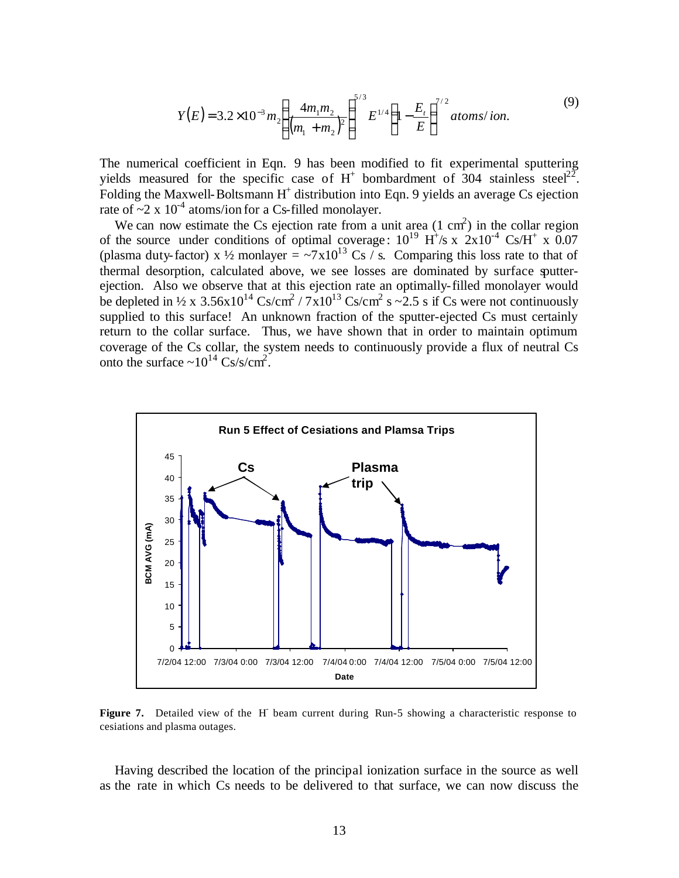$$Y(E) = 3.2\times10^{-3} m_2 \left( \frac{4 m_1 m_2}{(m_1 + m_2)^2} \right)^{5/3} E^{1/4} \left( 1 - \frac{E_t}{E} \right)^{7/2} \text{atoms/ion.} \tag{9}$$

The numerical coefficient in Eqn. 9 has been modified to fit experimental sputtering yields measured for the specific case of $H^+$ bombardment of 304 stainless steel[22]. Folding the Maxwell-Boltsmann $H^+$ distribution into Eqn. 9 yields an average Cs ejection rate of ~2 x $10^{-4}$ atoms/ion for a Cs-filled monolayer.

We can now estimate the Cs ejection rate from a unit area (1 $cm^2$) in the collar region of the source under conditions of optimal coverage: $10^{19}$ $H^+$/s x $2\text{x}10^{-4}$ Cs/$H^+$ x 0.07 (plasma duty-factor) x ½ monlayer = ~$7\text{x}10^{13}$ Cs / s. Comparing this loss rate to that of thermal desorption, calculated above, we see losses are dominated by surface sputter-ejection. Also we observe that at this ejection rate an optimally-filled monolayer would be depleted in ½ x $3.56\text{x}10^{14}$ Cs/$cm^2$ / $7\text{x}10^{13}$ Cs/$cm^2$ s ~2.5 s if Cs were not continuously supplied to this surface! An unknown fraction of the sputter-ejected Cs must certainly return to the collar surface. Thus, we have shown that in order to maintain optimum coverage of the Cs collar, the system needs to continuously provide a flux of neutral Cs onto the surface ~$10^{14}$ Cs/s/$cm^2$.

**Figure 7.** Detailed view of the $H^-$ beam current during Run-5 showing a characteristic response to cesiations and plasma outages.

Having described the location of the principal ionization surface in the source as well as the rate in which Cs needs to be delivered to that surface, we can now discuss the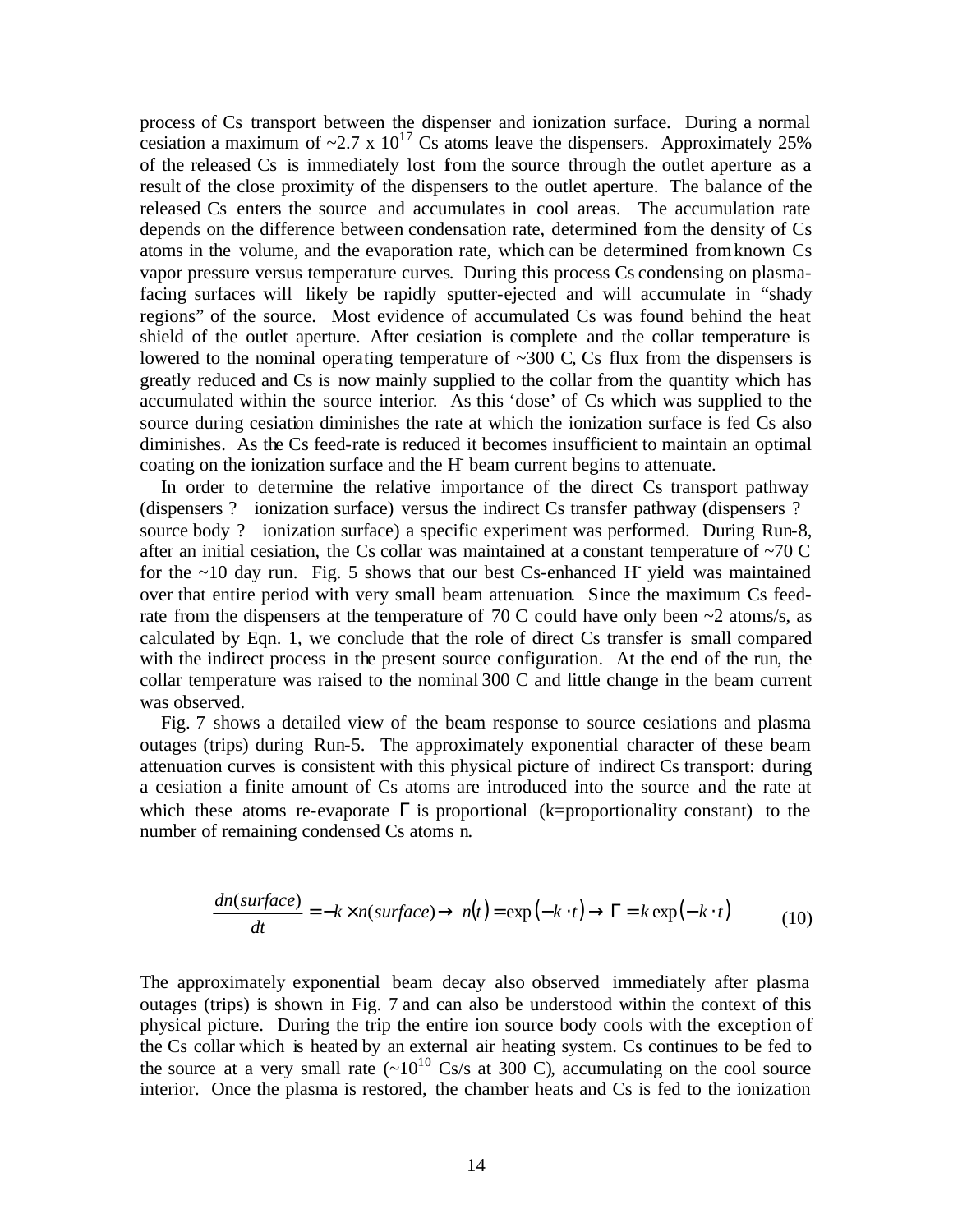process of Cs transport between the dispenser and ionization surface. During a normal cesiation a maximum of ~2.7 x $10^{17}$ Cs atoms leave the dispensers. Approximately 25% of the released Cs is immediately lost from the source through the outlet aperture as a result of the close proximity of the dispensers to the outlet aperture. The balance of the released Cs enters the source and accumulates in cool areas. The accumulation rate depends on the difference between condensation rate, determined from the density of Cs atoms in the volume, and the evaporation rate, which can be determined from known Cs vapor pressure versus temperature curves. During this process Cs condensing on plasma-facing surfaces will likely be rapidly sputter-ejected and will accumulate in "shady regions" of the source. Most evidence of accumulated Cs was found behind the heat shield of the outlet aperture. After cesiation is complete and the collar temperature is lowered to the nominal operating temperature of ~300 C, Cs flux from the dispensers is greatly reduced and Cs is now mainly supplied to the collar from the quantity which has accumulated within the source interior. As this 'dose' of Cs which was supplied to the source during cesiation diminishes the rate at which the ionization surface is fed Cs also diminishes. As the Cs feed-rate is reduced it becomes insufficient to maintain an optimal coating on the ionization surface and the $H^-$ beam current begins to attenuate.

In order to determine the relative importance of the direct Cs transport pathway (dispensers ? ionization surface) versus the indirect Cs transfer pathway (dispensers ? source body ? ionization surface) a specific experiment was performed. During Run-8, after an initial cesiation, the Cs collar was maintained at a constant temperature of ~70 C for the ~10 day run. Fig. 5 shows that our best Cs-enhanced $H^-$ yield was maintained over that entire period with very small beam attenuation. Since the maximum Cs feed-rate from the dispensers at the temperature of 70 C could have only been ~2 atoms/s, as calculated by Eqn. 1, we conclude that the role of direct Cs transfer is small compared with the indirect process in the present source configuration. At the end of the run, the collar temperature was raised to the nominal 300 C and little change in the beam current was observed.

Fig. 7 shows a detailed view of the beam response to source cesiations and plasma outages (trips) during Run-5. The approximately exponential character of these beam attenuation curves is consistent with this physical picture of indirect Cs transport: during a cesiation a finite amount of Cs atoms are introduced into the source and the rate at which these atoms re-evaporate $\Gamma$ is proportional (k=proportionality constant) to the number of remaining condensed Cs atoms n.

$$\frac{dn(surface)}{dt} = -k \times n(surface) \rightarrow n(t) = \exp(-k \cdot t) \rightarrow \Gamma = k \exp(-k \cdot t) \tag{10}$$

The approximately exponential beam decay also observed immediately after plasma outages (trips) is shown in Fig. 7 and can also be understood within the context of this physical picture. During the trip the entire ion source body cools with the exception of the Cs collar which is heated by an external air heating system. Cs continues to be fed to the source at a very small rate (~$10^{10}$ Cs/s at 300 C), accumulating on the cool source interior. Once the plasma is restored, the chamber heats and Cs is fed to the ionization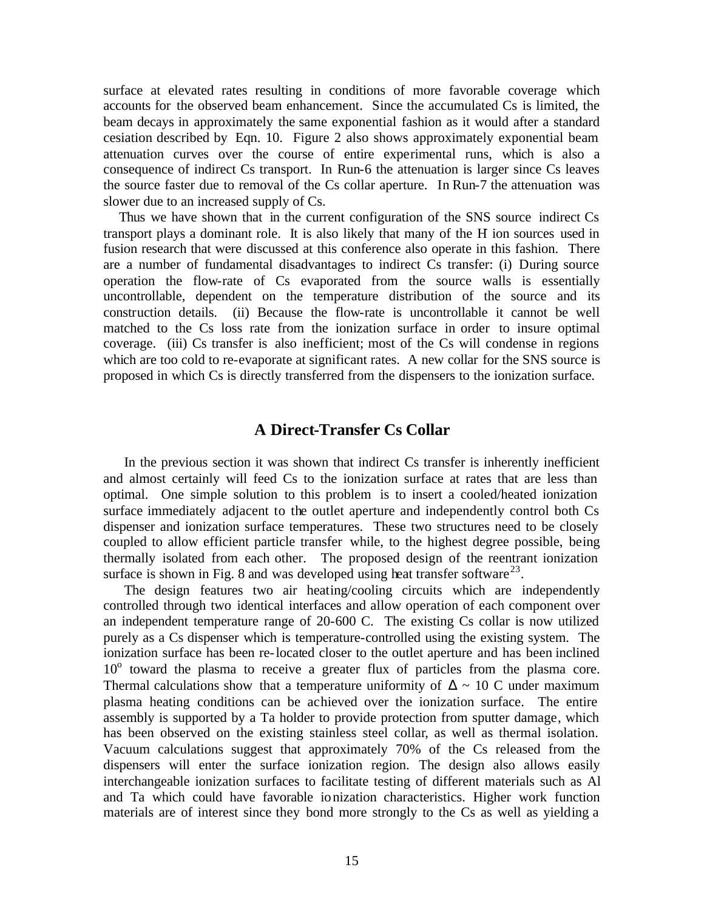surface at elevated rates resulting in conditions of more favorable coverage which accounts for the observed beam enhancement. Since the accumulated Cs is limited, the beam decays in approximately the same exponential fashion as it would after a standard cesiation described by Eqn. 10. Figure 2 also shows approximately exponential beam attenuation curves over the course of entire experimental runs, which is also a consequence of indirect Cs transport. In Run-6 the attenuation is larger since Cs leaves the source faster due to removal of the Cs collar aperture. In Run-7 the attenuation was slower due to an increased supply of Cs.

Thus we have shown that in the current configuration of the SNS source indirect Cs transport plays a dominant role. It is also likely that many of the $H^-$ ion sources used in fusion research that were discussed at this conference also operate in this fashion. There are a number of fundamental disadvantages to indirect Cs transfer: (i) During source operation the flow-rate of Cs evaporated from the source walls is essentially uncontrollable, dependent on the temperature distribution of the source and its construction details. (ii) Because the flow-rate is uncontrollable it cannot be well matched to the Cs loss rate from the ionization surface in order to insure optimal coverage. (iii) Cs transfer is also inefficient; most of the Cs will condense in regions which are too cold to re-evaporate at significant rates. A new collar for the SNS source is proposed in which Cs is directly transferred from the dispensers to the ionization surface.

## A Direct-Transfer Cs Collar

In the previous section it was shown that indirect Cs transfer is inherently inefficient and almost certainly will feed Cs to the ionization surface at rates that are less than optimal. One simple solution to this problem is to insert a cooled/heated ionization surface immediately adjacent to the outlet aperture and independently control both Cs dispenser and ionization surface temperatures. These two structures need to be closely coupled to allow efficient particle transfer while, to the highest degree possible, being thermally isolated from each other. The proposed design of the reentrant ionization surface is shown in Fig. 8 and was developed using heat transfer software[23].

The design features two air heating/cooling circuits which are independently controlled through two identical interfaces and allow operation of each component over an independent temperature range of 20-600 C. The existing Cs collar is now utilized purely as a Cs dispenser which is temperature-controlled using the existing system. The ionization surface has been re-located closer to the outlet aperture and has been inclined $10^o$ toward the plasma to receive a greater flux of particles from the plasma core. Thermal calculations show that a temperature uniformity of $\Delta \sim 10$ C under maximum plasma heating conditions can be achieved over the ionization surface. The entire assembly is supported by a Ta holder to provide protection from sputter damage, which has been observed on the existing stainless steel collar, as well as thermal isolation. Vacuum calculations suggest that approximately 70% of the Cs released from the dispensers will enter the surface ionization region. The design also allows easily interchangeable ionization surfaces to facilitate testing of different materials such as Al and Ta which could have favorable ionization characteristics. Higher work function materials are of interest since they bond more strongly to the Cs as well as yielding a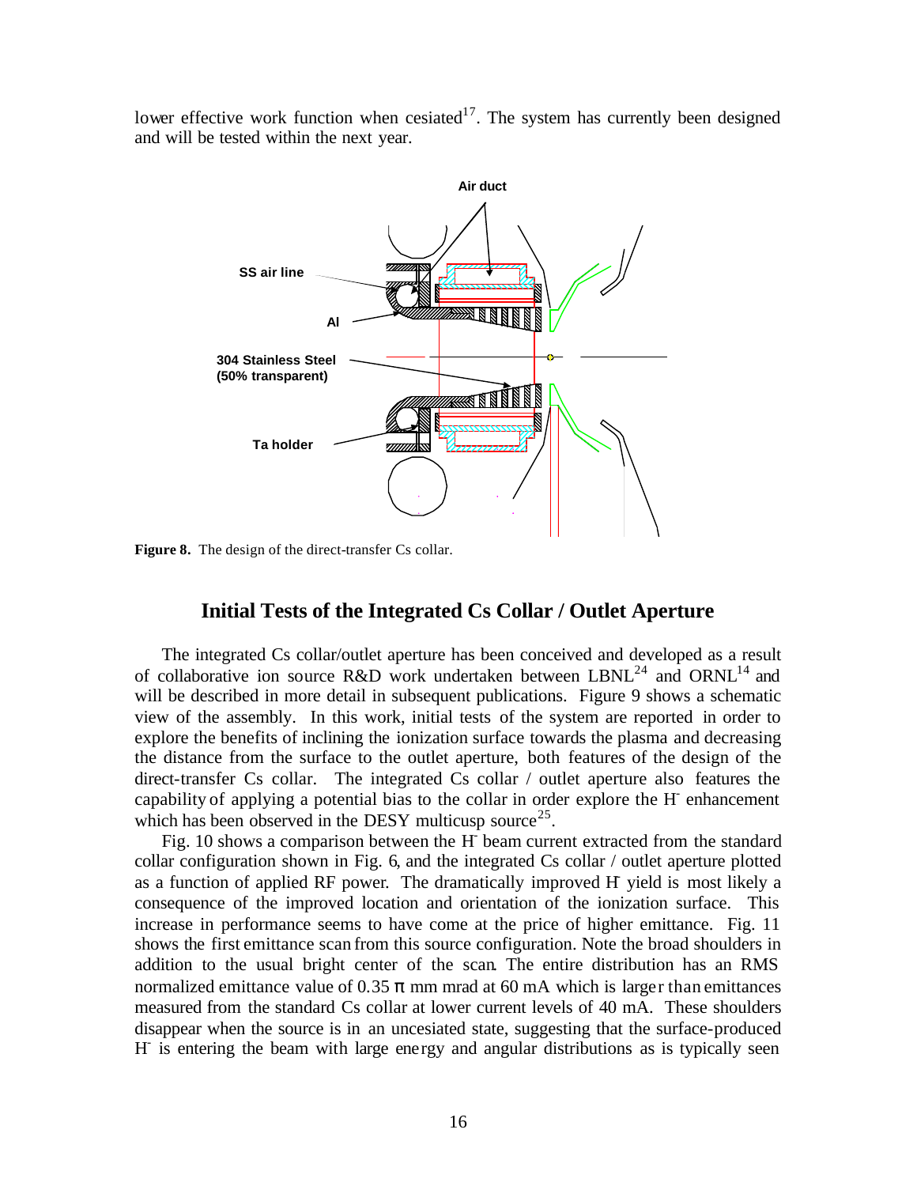lower effective work function when cesiated[17]. The system has currently been designed and will be tested within the next year.

Figure 8. The design of the direct-transfer Cs collar.

## Initial Tests of the Integrated Cs Collar / Outlet Aperture

The integrated Cs collar/outlet aperture has been conceived and developed as a result of collaborative ion source R&D work undertaken between LBNL[24] and ORNL[14] and will be described in more detail in subsequent publications. Figure 9 shows a schematic view of the assembly. In this work, initial tests of the system are reported in order to explore the benefits of inclining the ionization surface towards the plasma and decreasing the distance from the surface to the outlet aperture, both features of the design of the direct-transfer Cs collar. The integrated Cs collar / outlet aperture also features the capability of applying a potential bias to the collar in order explore the $H^-$ enhancement which has been observed in the DESY multicusp source[25].

Fig. 10 shows a comparison between the $H^-$ beam current extracted from the standard collar configuration shown in Fig. 6, and the integrated Cs collar / outlet aperture plotted as a function of applied RF power. The dramatically improved $H^-$ yield is most likely a consequence of the improved location and orientation of the ionization surface. This increase in performance seems to have come at the price of higher emittance. Fig. 11 shows the first emittance scan from this source configuration. Note the broad shoulders in addition to the usual bright center of the scan. The entire distribution has an RMS normalized emittance value of 0.35 $\pi$ mm mrad at 60 mA which is larger than emittances measured from the standard Cs collar at lower current levels of 40 mA. These shoulders disappear when the source is in an uncesiated state, suggesting that the surface-produced $H^-$ is entering the beam with large energy and angular distributions as is typically seen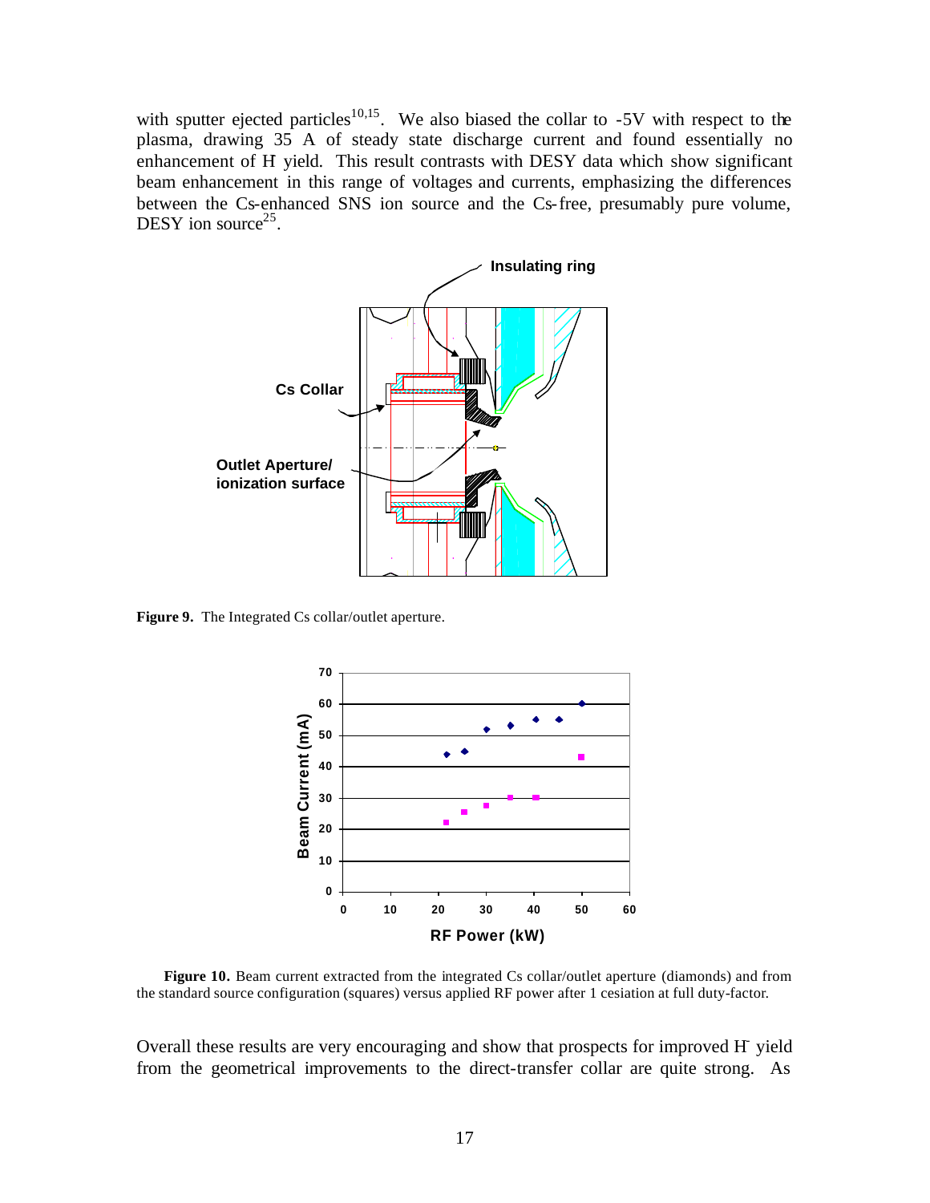with sputter ejected particles[10,15]. We also biased the collar to -5V with respect to the plasma, drawing 35 A of steady state discharge current and found essentially no enhancement of $H^-$ yield. This result contrasts with DESY data which show significant beam enhancement in this range of voltages and currents, emphasizing the differences between the Cs-enhanced SNS ion source and the Cs-free, presumably pure volume, DESY ion source[25].

**Figure 9.** The Integrated Cs collar/outlet aperture.

**Figure 10.** Beam current extracted from the integrated Cs collar/outlet aperture (diamonds) and from the standard source configuration (squares) versus applied RF power after 1 cesiation at full duty-factor.

Overall these results are very encouraging and show that prospects for improved $H^-$ yield from the geometrical improvements to the direct-transfer collar are quite strong. As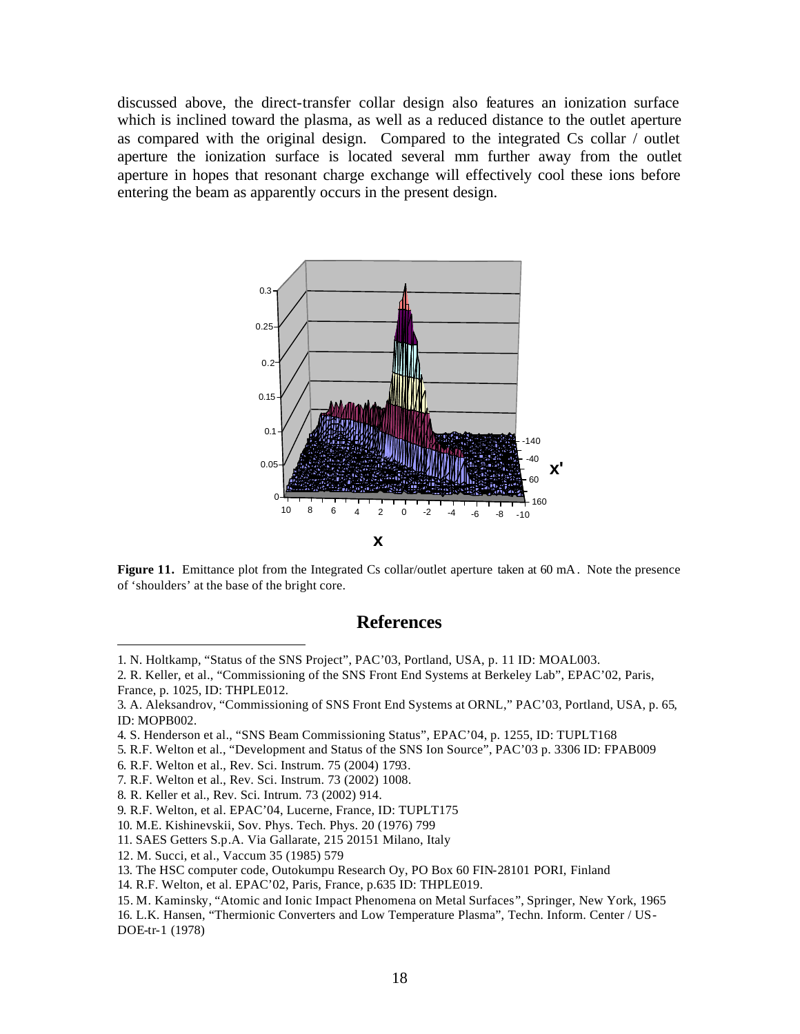discussed above, the direct-transfer collar design also features an ionization surface which is inclined toward the plasma, as well as a reduced distance to the outlet aperture as compared with the original design. Compared to the integrated Cs collar / outlet aperture the ionization surface is located several mm further away from the outlet aperture in hopes that resonant charge exchange will effectively cool these ions before entering the beam as apparently occurs in the present design.

**Figure 11.** Emittance plot from the Integrated Cs collar/outlet aperture taken at 60 mA. Note the presence of 'shoulders' at the base of the bright core.

## References

1. N. Holtkamp, "Status of the SNS Project", PAC'03, Portland, USA, p. 11 ID: MOAL003.
2. R. Keller, et al., "Commissioning of the SNS Front End Systems at Berkeley Lab", EPAC'02, Paris, France, p. 1025, ID: THPLE012.
3. A. Aleksandrov, "Commissioning of SNS Front End Systems at ORNL," PAC'03, Portland, USA, p. 65, ID: MOPB002.
4. S. Henderson et al., "SNS Beam Commissioning Status", EPAC'04, p. 1255, ID: TUPLT168
5. R.F. Welton et al., "Development and Status of the SNS Ion Source", PAC'03 p. 3306 ID: FPAB009
6. R.F. Welton et al., Rev. Sci. Instrum. 75 (2004) 1793.
7. R.F. Welton et al., Rev. Sci. Instrum. 73 (2002) 1008.
8. R. Keller et al., Rev. Sci. Intrum. 73 (2002) 914.
9. R.F. Welton, et al. EPAC'04, Lucerne, France, ID: TUPLT175
10. M.E. Kishinevskii, Sov. Phys. Tech. Phys. 20 (1976) 799
11. SAES Getters S.p.A. Via Gallarate, 215 20151 Milano, Italy
12. M. Succi, et al., Vaccum 35 (1985) 579
13. The HSC computer code, Outokumpu Research Oy, PO Box 60 FIN-28101 PORI, Finland
14. R.F. Welton, et al. EPAC'02, Paris, France, p.635 ID: THPLE019.
15. M. Kaminsky, "Atomic and Ionic Impact Phenomena on Metal Surfaces", Springer, New York, 1965
16. L.K. Hansen, "Thermionic Converters and Low Temperature Plasma", Techn. Inform. Center / US-DOE-tr-1 (1978)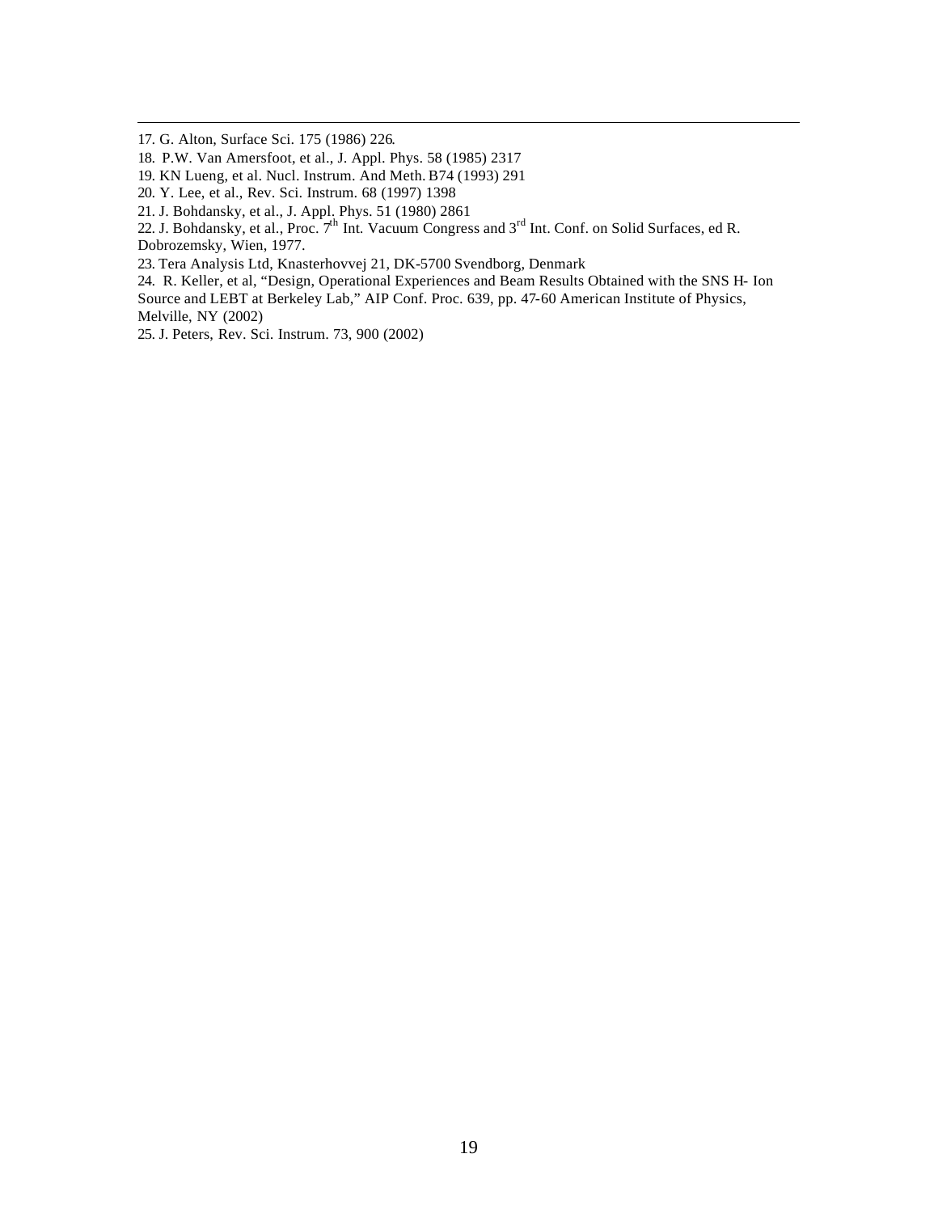17. G. Alton, Surface Sci. 175 (1986) 226.

18. P.W. Van Amersfoot, et al., J. Appl. Phys. 58 (1985) 2317

19. KN Lueng, et al. Nucl. Instrum. And Meth. B74 (1993) 291

20. Y. Lee, et al., Rev. Sci. Instrum. 68 (1997) 1398

21. J. Bohdansky, et al., J. Appl. Phys. 51 (1980) 2861

22. J. Bohdansky, et al., Proc. 7th Int. Vacuum Congress and 3rd Int. Conf. on Solid Surfaces, ed R. Dobrozemsky, Wien, 1977.

23. Tera Analysis Ltd, Knasterhovvej 21, DK-5700 Svendborg, Denmark

24. R. Keller, et al, "Design, Operational Experiences and Beam Results Obtained with the SNS H- Ion Source and LEBT at Berkeley Lab," AIP Conf. Proc. 639, pp. 47-60 American Institute of Physics, Melville, NY (2002)

25. J. Peters, Rev. Sci. Instrum. 73, 900 (2002)